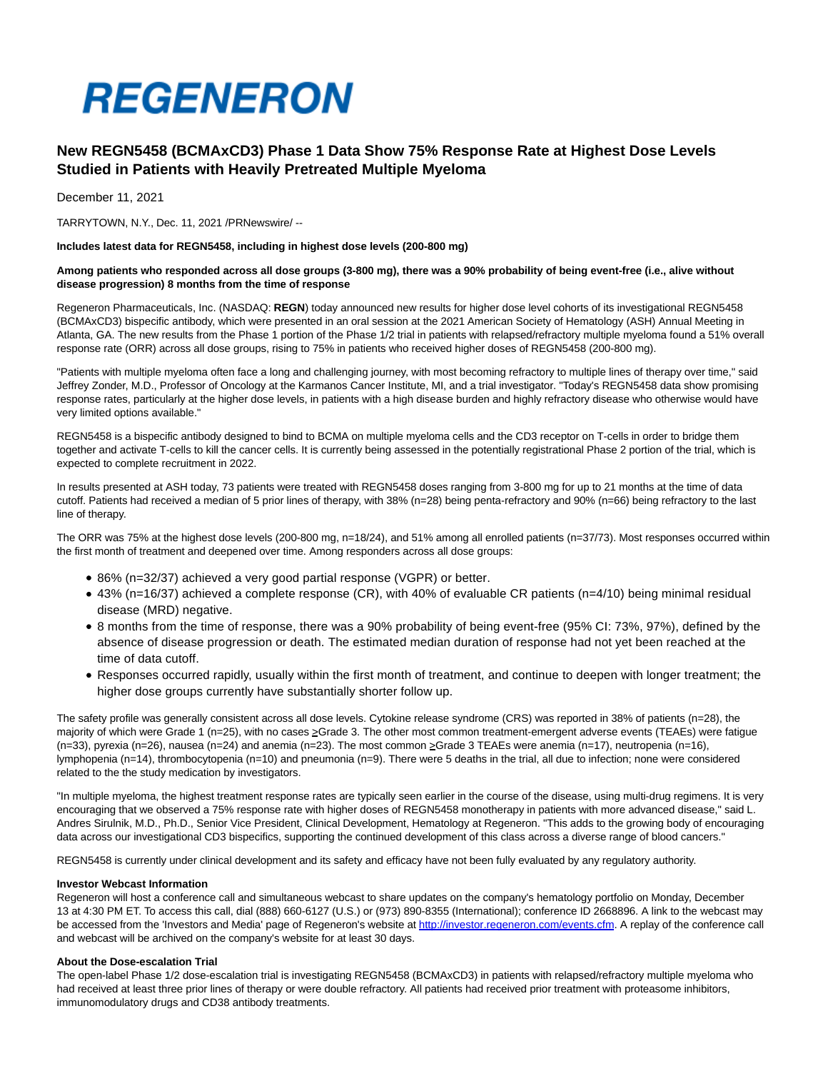REGENERON

# New REGN5458 (BCMAxCD3) Phase 1 Data Show 75% Response Rate at Highest Dose Levels Studied in Patients with Heavily Pretreated Multiple Myeloma

December 11, 2021

TARRYTOWN, N.Y., Dec. 11, 2021 /PRNewswire/ --

**Includes latest data for REGN5458, including in highest dose levels (200-800 mg)**

**Among patients who responded across all dose groups (3-800 mg), there was a 90% probability of being event-free (i.e., alive without disease progression) 8 months from the time of response**

Regeneron Pharmaceuticals, Inc. (NASDAQ: **REGN**) today announced new results for higher dose level cohorts of its investigational REGN5458 (BCMAxCD3) bispecific antibody, which were presented in an oral session at the 2021 American Society of Hematology (ASH) Annual Meeting in Atlanta, GA. The new results from the Phase 1 portion of the Phase 1/2 trial in patients with relapsed/refractory multiple myeloma found a 51% overall response rate (ORR) across all dose groups, rising to 75% in patients who received higher doses of REGN5458 (200-800 mg).

"Patients with multiple myeloma often face a long and challenging journey, with most becoming refractory to multiple lines of therapy over time," said Jeffrey Zonder, M.D., Professor of Oncology at the Karmanos Cancer Institute, MI, and a trial investigator. "Today's REGN5458 data show promising response rates, particularly at the higher dose levels, in patients with a high disease burden and highly refractory disease who otherwise would have very limited options available."

REGN5458 is a bispecific antibody designed to bind to BCMA on multiple myeloma cells and the CD3 receptor on T-cells in order to bridge them together and activate T-cells to kill the cancer cells. It is currently being assessed in the potentially registrational Phase 2 portion of the trial, which is expected to complete recruitment in 2022.

In results presented at ASH today, 73 patients were treated with REGN5458 doses ranging from 3-800 mg for up to 21 months at the time of data cutoff. Patients had received a median of 5 prior lines of therapy, with 38% (n=28) being penta-refractory and 90% (n=66) being refractory to the last line of therapy.

The ORR was 75% at the highest dose levels (200-800 mg, n=18/24), and 51% among all enrolled patients (n=37/73). Most responses occurred within the first month of treatment and deepened over time. Among responders across all dose groups:

- 86% (n=32/37) achieved a very good partial response (VGPR) or better.
- 43% (n=16/37) achieved a complete response (CR), with 40% of evaluable CR patients (n=4/10) being minimal residual disease (MRD) negative.
- 8 months from the time of response, there was a 90% probability of being event-free (95% CI: 73%, 97%), defined by the absence of disease progression or death. The estimated median duration of response had not yet been reached at the time of data cutoff.
- Responses occurred rapidly, usually within the first month of treatment, and continue to deepen with longer treatment; the higher dose groups currently have substantially shorter follow up.

The safety profile was generally consistent across all dose levels. Cytokine release syndrome (CRS) was reported in 38% of patients (n=28), the majority of which were Grade 1 (n=25), with no cases ≥Grade 3. The other most common treatment-emergent adverse events (TEAEs) were fatigue (n=33), pyrexia (n=26), nausea (n=24) and anemia (n=23). The most common ≥Grade 3 TEAEs were anemia (n=17), neutropenia (n=16), lymphopenia (n=14), thrombocytopenia (n=10) and pneumonia (n=9). There were 5 deaths in the trial, all due to infection; none were considered related to the the study medication by investigators.

"In multiple myeloma, the highest treatment response rates are typically seen earlier in the course of the disease, using multi-drug regimens. It is very encouraging that we observed a 75% response rate with higher doses of REGN5458 monotherapy in patients with more advanced disease," said L. Andres Sirulnik, M.D., Ph.D., Senior Vice President, Clinical Development, Hematology at Regeneron. "This adds to the growing body of encouraging data across our investigational CD3 bispecifics, supporting the continued development of this class across a diverse range of blood cancers."

REGN5458 is currently under clinical development and its safety and efficacy have not been fully evaluated by any regulatory authority.

**Investor Webcast Information**

Regeneron will host a conference call and simultaneous webcast to share updates on the company's hematology portfolio on Monday, December 13 at 4:30 PM ET. To access this call, dial (888) 660-6127 (U.S.) or (973) 890-8355 (International); conference ID 2668896. A link to the webcast may be accessed from the 'Investors and Media' page of Regeneron's website at http://investor.regeneron.com/events.cfm. A replay of the conference call and webcast will be archived on the company's website for at least 30 days.

**About the Dose-escalation Trial**

The open-label Phase 1/2 dose-escalation trial is investigating REGN5458 (BCMAxCD3) in patients with relapsed/refractory multiple myeloma who had received at least three prior lines of therapy or were double refractory. All patients had received prior treatment with proteasome inhibitors, immunomodulatory drugs and CD38 antibody treatments.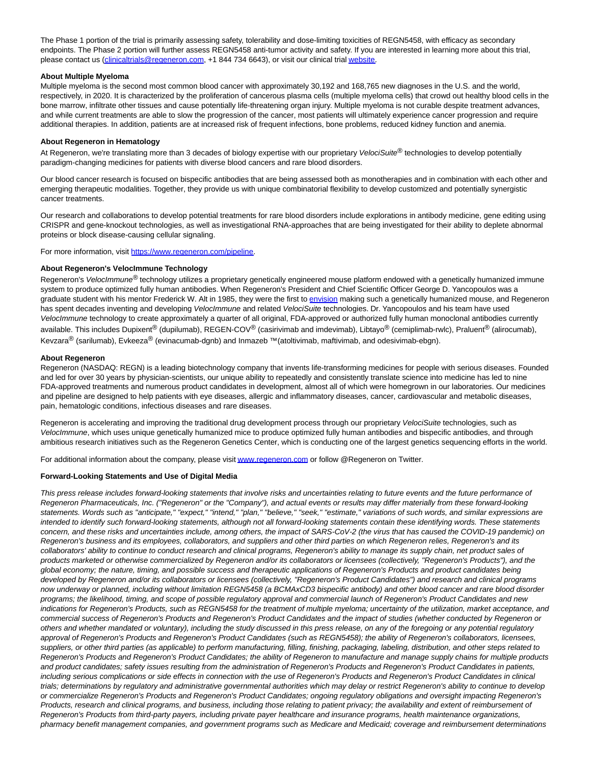The Phase 1 portion of the trial is primarily assessing safety, tolerability and dose-limiting toxicities of REGN5458, with efficacy as secondary endpoints. The Phase 2 portion will further assess REGN5458 anti-tumor activity and safety. If you are interested in learning more about this trial, please contact us ([clinicaltrials@regeneron.com](mailto:clinicaltrials@regeneron.com), +1 844 734 6643), or visit our clinical trial [website](website).

**About Multiple Myeloma**

Multiple myeloma is the second most common blood cancer with approximately 30,192 and 168,765 new diagnoses in the U.S. and the world, respectively, in 2020. It is characterized by the proliferation of cancerous plasma cells (multiple myeloma cells) that crowd out healthy blood cells in the bone marrow, infiltrate other tissues and cause potentially life-threatening organ injury. Multiple myeloma is not curable despite treatment advances, and while current treatments are able to slow the progression of the cancer, most patients will ultimately experience cancer progression and require additional therapies. In addition, patients are at increased risk of frequent infections, bone problems, reduced kidney function and anemia.

**About Regeneron in Hematology**

At Regeneron, we're translating more than 3 decades of biology expertise with our proprietary *VelociSuite*® technologies to develop potentially paradigm-changing medicines for patients with diverse blood cancers and rare blood disorders.

Our blood cancer research is focused on bispecific antibodies that are being assessed both as monotherapies and in combination with each other and emerging therapeutic modalities. Together, they provide us with unique combinatorial flexibility to develop customized and potentially synergistic cancer treatments.

Our research and collaborations to develop potential treatments for rare blood disorders include explorations in antibody medicine, gene editing using CRISPR and gene-knockout technologies, as well as investigational RNA-approaches that are being investigated for their ability to deplete abnormal proteins or block disease-causing cellular signaling.

For more information, visit [https://www.regeneron.com/pipeline](https://www.regeneron.com/pipeline).

**About Regeneron's VelocImmune Technology**

Regeneron's *VelocImmune*® technology utilizes a proprietary genetically engineered mouse platform endowed with a genetically humanized immune system to produce optimized fully human antibodies. When Regeneron's President and Chief Scientific Officer George D. Yancopoulos was a graduate student with his mentor Frederick W. Alt in 1985, they were the first to [envision](envision) making such a genetically humanized mouse, and Regeneron has spent decades inventing and developing *VelocImmune* and related *VelociSuite* technologies. Dr. Yancopoulos and his team have used *VelocImmune* technology to create approximately a quarter of all original, FDA-approved or authorized fully human monoclonal antibodies currently available. This includes Dupixent® (dupilumab), REGEN-COV® (casirivimab and imdevimab), Libtayo® (cemiplimab-rwlc), Praluent® (alirocumab), Kevzara® (sarilumab), Evkeeza® (evinacumab-dgnb) and Inmazeb ™(atoltivimab, maftivimab, and odesivimab-ebgn).

**About Regeneron**

Regeneron (NASDAQ: REGN) is a leading biotechnology company that invents life-transforming medicines for people with serious diseases. Founded and led for over 30 years by physician-scientists, our unique ability to repeatedly and consistently translate science into medicine has led to nine FDA-approved treatments and numerous product candidates in development, almost all of which were homegrown in our laboratories. Our medicines and pipeline are designed to help patients with eye diseases, allergic and inflammatory diseases, cancer, cardiovascular and metabolic diseases, pain, hematologic conditions, infectious diseases and rare diseases.

Regeneron is accelerating and improving the traditional drug development process through our proprietary *VelociSuite* technologies, such as *VelocImmune*, which uses unique genetically humanized mice to produce optimized fully human antibodies and bispecific antibodies, and through ambitious research initiatives such as the Regeneron Genetics Center, which is conducting one of the largest genetics sequencing efforts in the world.

For additional information about the company, please visit [www.regeneron.com](www.regeneron.com) or follow @Regeneron on Twitter.

**Forward-Looking Statements and Use of Digital Media**

*This press release includes forward-looking statements that involve risks and uncertainties relating to future events and the future performance of Regeneron Pharmaceuticals, Inc. ("Regeneron" or the "Company"), and actual events or results may differ materially from these forward-looking statements. Words such as "anticipate," "expect," "intend," "plan," "believe," "seek," "estimate," variations of such words, and similar expressions are intended to identify such forward-looking statements, although not all forward-looking statements contain these identifying words. These statements concern, and these risks and uncertainties include, among others, the impact of SARS-CoV-2 (the virus that has caused the COVID-19 pandemic) on Regeneron's business and its employees, collaborators, and suppliers and other third parties on which Regeneron relies, Regeneron's and its collaborators' ability to continue to conduct research and clinical programs, Regeneron's ability to manage its supply chain, net product sales of products marketed or otherwise commercialized by Regeneron and/or its collaborators or licensees (collectively, "Regeneron's Products"), and the global economy; the nature, timing, and possible success and therapeutic applications of Regeneron's Products and product candidates being developed by Regeneron and/or its collaborators or licensees (collectively, "Regeneron's Product Candidates") and research and clinical programs now underway or planned, including without limitation REGN5458 (a BCMAxCD3 bispecific antibody) and other blood cancer and rare blood disorder programs; the likelihood, timing, and scope of possible regulatory approval and commercial launch of Regeneron's Product Candidates and new indications for Regeneron's Products, such as REGN5458 for the treatment of multiple myeloma; uncertainty of the utilization, market acceptance, and commercial success of Regeneron's Products and Regeneron's Product Candidates and the impact of studies (whether conducted by Regeneron or others and whether mandated or voluntary), including the study discussed in this press release, on any of the foregoing or any potential regulatory approval of Regeneron's Products and Regeneron's Product Candidates (such as REGN5458); the ability of Regeneron's collaborators, licensees, suppliers, or other third parties (as applicable) to perform manufacturing, filling, finishing, packaging, labeling, distribution, and other steps related to Regeneron's Products and Regeneron's Product Candidates; the ability of Regeneron to manufacture and manage supply chains for multiple products and product candidates; safety issues resulting from the administration of Regeneron's Products and Regeneron's Product Candidates in patients, including serious complications or side effects in connection with the use of Regeneron's Products and Regeneron's Product Candidates in clinical trials; determinations by regulatory and administrative governmental authorities which may delay or restrict Regeneron's ability to continue to develop or commercialize Regeneron's Products and Regeneron's Product Candidates; ongoing regulatory obligations and oversight impacting Regeneron's Products, research and clinical programs, and business, including those relating to patient privacy; the availability and extent of reimbursement of Regeneron's Products from third-party payers, including private payer healthcare and insurance programs, health maintenance organizations, pharmacy benefit management companies, and government programs such as Medicare and Medicaid; coverage and reimbursement determinations*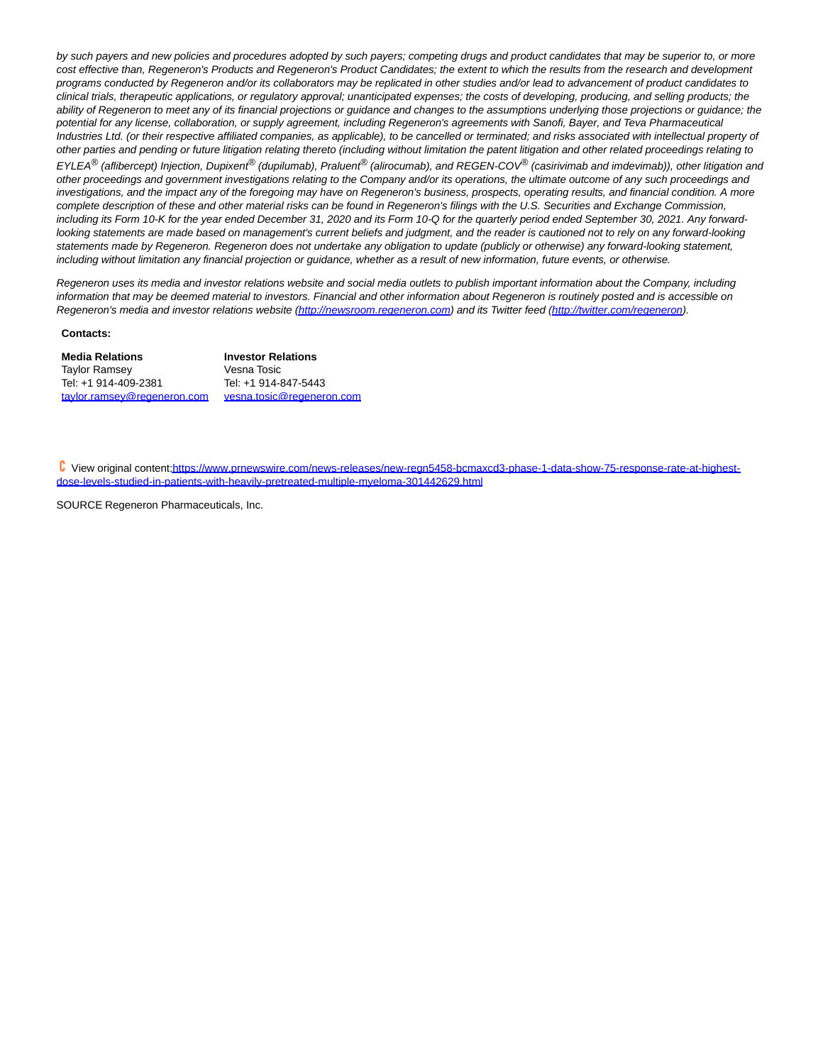*by such payers and new policies and procedures adopted by such payers; competing drugs and product candidates that may be superior to, or more cost effective than, Regeneron's Products and Regeneron's Product Candidates; the extent to which the results from the research and development programs conducted by Regeneron and/or its collaborators may be replicated in other studies and/or lead to advancement of product candidates to clinical trials, therapeutic applications, or regulatory approval; unanticipated expenses; the costs of developing, producing, and selling products; the ability of Regeneron to meet any of its financial projections or guidance and changes to the assumptions underlying those projections or guidance; the potential for any license, collaboration, or supply agreement, including Regeneron's agreements with Sanofi, Bayer, and Teva Pharmaceutical Industries Ltd. (or their respective affiliated companies, as applicable), to be cancelled or terminated; and risks associated with intellectual property of other parties and pending or future litigation relating thereto (including without limitation the patent litigation and other related proceedings relating to EYLEA® (aflibercept) Injection, Dupixent® (dupilumab), Praluent® (alirocumab), and REGEN-COV® (casirivimab and imdevimab)), other litigation and other proceedings and government investigations relating to the Company and/or its operations, the ultimate outcome of any such proceedings and investigations, and the impact any of the foregoing may have on Regeneron's business, prospects, operating results, and financial condition. A more complete description of these and other material risks can be found in Regeneron's filings with the U.S. Securities and Exchange Commission, including its Form 10-K for the year ended December 31, 2020 and its Form 10-Q for the quarterly period ended September 30, 2021. Any forward-looking statements are made based on management's current beliefs and judgment, and the reader is cautioned not to rely on any forward-looking statements made by Regeneron. Regeneron does not undertake any obligation to update (publicly or otherwise) any forward-looking statement, including without limitation any financial projection or guidance, whether as a result of new information, future events, or otherwise.*

*Regeneron uses its media and investor relations website and social media outlets to publish important information about the Company, including information that may be deemed material to investors. Financial and other information about Regeneron is routinely posted and is accessible on Regeneron's media and investor relations website ([http://newsroom.regeneron.com](http://newsroom.regeneron.com)) and its Twitter feed ([http://twitter.com/regeneron](http://twitter.com/regeneron)).*

**Contacts:**

| **Media Relations** | **Investor Relations** |
|---|---|
| Taylor Ramsey | Vesna Tosic |
| Tel: +1 914-409-2381 | Tel: +1 914-847-5443 |
| taylor.ramsey@regeneron.com | vesna.tosic@regeneron.com |

View original content:[https://www.prnewswire.com/news-releases/new-regn5458-bcmaxcd3-phase-1-data-show-75-response-rate-at-highest-dose-levels-studied-in-patients-with-heavily-pretreated-multiple-myeloma-301442629.html](https://www.prnewswire.com/news-releases/new-regn5458-bcmaxcd3-phase-1-data-show-75-response-rate-at-highest-dose-levels-studied-in-patients-with-heavily-pretreated-multiple-myeloma-301442629.html)

SOURCE Regeneron Pharmaceuticals, Inc.